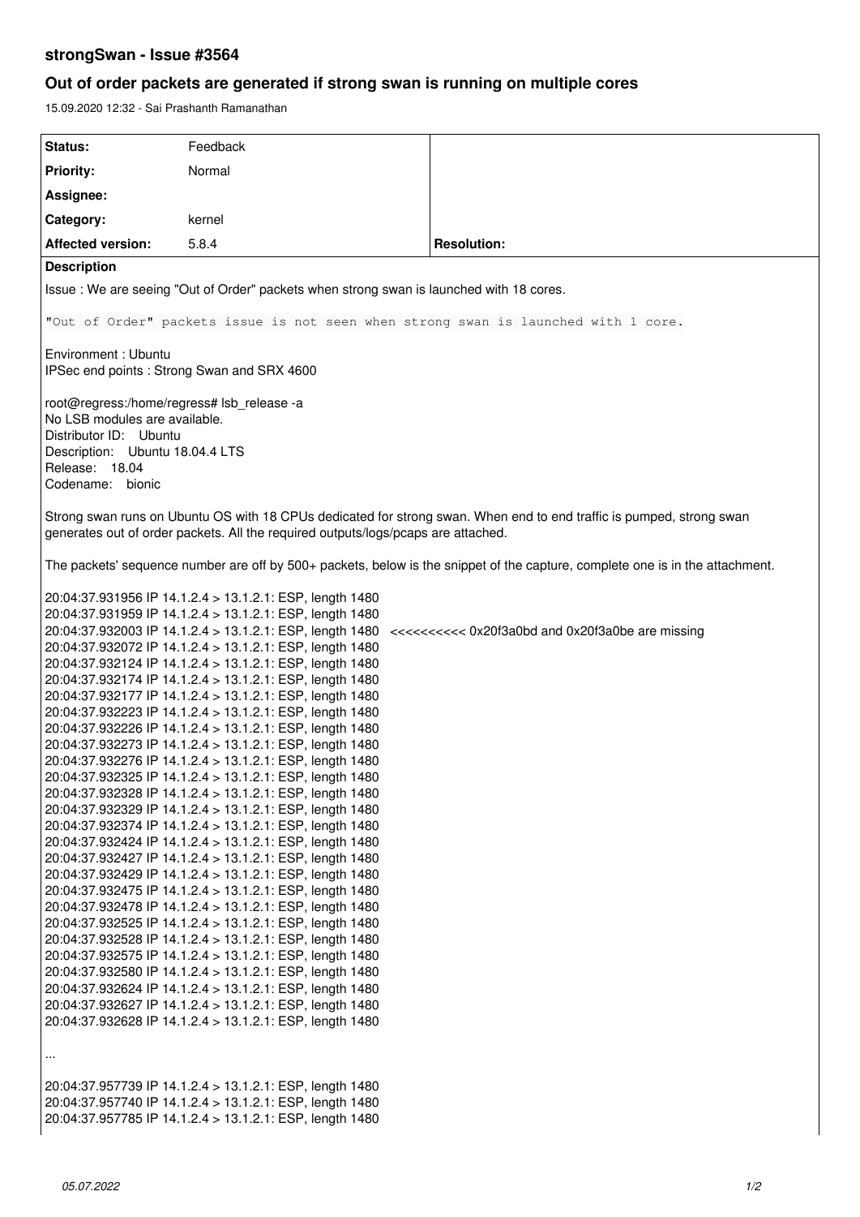# strongSwan - Issue #3564

## Out of order packets are generated if strong swan is running on multiple cores

15.09.2020 12:32 - Sai Prashanth Ramanathan

| Status: | Feedback | |
|---|---|---|
| Priority: | Normal | |
| Assignee: | | |
| Category: | kernel | |
| Affected version: | 5.8.4 | Resolution: |

**Description**

Issue : We are seeing "Out of Order" packets when strong swan is launched with 18 cores.

```
"Out of Order" packets issue is not seen when strong swan is launched with 1 core.
```

Environment : Ubuntu
IPSec end points : Strong Swan and SRX 4600

root@regress:/home/regress# lsb_release -a
No LSB modules are available.
Distributor ID: Ubuntu
Description: Ubuntu 18.04.4 LTS
Release: 18.04
Codename: bionic

Strong swan runs on Ubuntu OS with 18 CPUs dedicated for strong swan. When end to end traffic is pumped, strong swan generates out of order packets. All the required outputs/logs/pcaps are attached.

The packets' sequence number are off by 500+ packets, below is the snippet of the capture, complete one is in the attachment.

20:04:37.931956 IP 14.1.2.4 > 13.1.2.1: ESP, length 1480
20:04:37.931959 IP 14.1.2.4 > 13.1.2.1: ESP, length 1480
20:04:37.932003 IP 14.1.2.4 > 13.1.2.1: ESP, length 1480 <<<<<<<<<< 0x20f3a0bd and 0x20f3a0be are missing
20:04:37.932072 IP 14.1.2.4 > 13.1.2.1: ESP, length 1480
20:04:37.932124 IP 14.1.2.4 > 13.1.2.1: ESP, length 1480
20:04:37.932174 IP 14.1.2.4 > 13.1.2.1: ESP, length 1480
20:04:37.932177 IP 14.1.2.4 > 13.1.2.1: ESP, length 1480
20:04:37.932223 IP 14.1.2.4 > 13.1.2.1: ESP, length 1480
20:04:37.932226 IP 14.1.2.4 > 13.1.2.1: ESP, length 1480
20:04:37.932273 IP 14.1.2.4 > 13.1.2.1: ESP, length 1480
20:04:37.932276 IP 14.1.2.4 > 13.1.2.1: ESP, length 1480
20:04:37.932325 IP 14.1.2.4 > 13.1.2.1: ESP, length 1480
20:04:37.932328 IP 14.1.2.4 > 13.1.2.1: ESP, length 1480
20:04:37.932329 IP 14.1.2.4 > 13.1.2.1: ESP, length 1480
20:04:37.932374 IP 14.1.2.4 > 13.1.2.1: ESP, length 1480
20:04:37.932424 IP 14.1.2.4 > 13.1.2.1: ESP, length 1480
20:04:37.932427 IP 14.1.2.4 > 13.1.2.1: ESP, length 1480
20:04:37.932429 IP 14.1.2.4 > 13.1.2.1: ESP, length 1480
20:04:37.932475 IP 14.1.2.4 > 13.1.2.1: ESP, length 1480
20:04:37.932478 IP 14.1.2.4 > 13.1.2.1: ESP, length 1480
20:04:37.932525 IP 14.1.2.4 > 13.1.2.1: ESP, length 1480
20:04:37.932528 IP 14.1.2.4 > 13.1.2.1: ESP, length 1480
20:04:37.932575 IP 14.1.2.4 > 13.1.2.1: ESP, length 1480
20:04:37.932580 IP 14.1.2.4 > 13.1.2.1: ESP, length 1480
20:04:37.932624 IP 14.1.2.4 > 13.1.2.1: ESP, length 1480
20:04:37.932627 IP 14.1.2.4 > 13.1.2.1: ESP, length 1480
20:04:37.932628 IP 14.1.2.4 > 13.1.2.1: ESP, length 1480

...

20:04:37.957739 IP 14.1.2.4 > 13.1.2.1: ESP, length 1480
20:04:37.957740 IP 14.1.2.4 > 13.1.2.1: ESP, length 1480
20:04:37.957785 IP 14.1.2.4 > 13.1.2.1: ESP, length 1480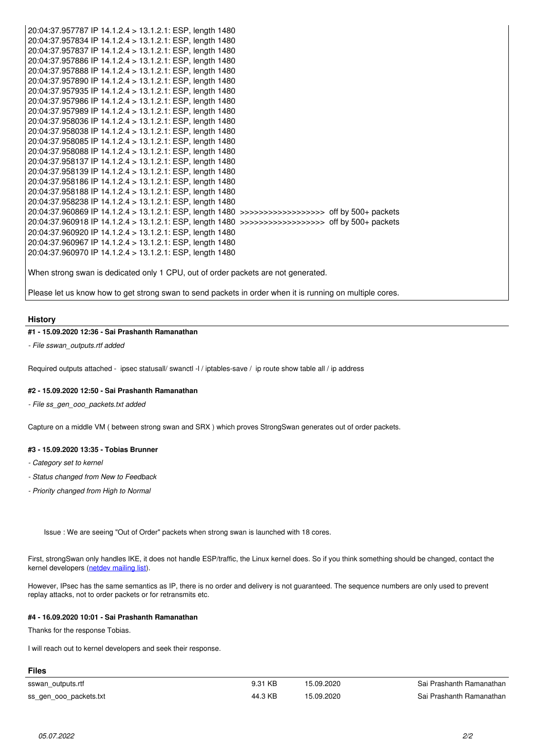```
20:04:37.957787 IP 14.1.2.4 > 13.1.2.1: ESP, length 1480
20:04:37.957834 IP 14.1.2.4 > 13.1.2.1: ESP, length 1480
20:04:37.957837 IP 14.1.2.4 > 13.1.2.1: ESP, length 1480
20:04:37.957886 IP 14.1.2.4 > 13.1.2.1: ESP, length 1480
20:04:37.957888 IP 14.1.2.4 > 13.1.2.1: ESP, length 1480
20:04:37.957890 IP 14.1.2.4 > 13.1.2.1: ESP, length 1480
20:04:37.957935 IP 14.1.2.4 > 13.1.2.1: ESP, length 1480
20:04:37.957986 IP 14.1.2.4 > 13.1.2.1: ESP, length 1480
20:04:37.957989 IP 14.1.2.4 > 13.1.2.1: ESP, length 1480
20:04:37.958036 IP 14.1.2.4 > 13.1.2.1: ESP, length 1480
20:04:37.958038 IP 14.1.2.4 > 13.1.2.1: ESP, length 1480
20:04:37.958085 IP 14.1.2.4 > 13.1.2.1: ESP, length 1480
20:04:37.958088 IP 14.1.2.4 > 13.1.2.1: ESP, length 1480
20:04:37.958137 IP 14.1.2.4 > 13.1.2.1: ESP, length 1480
20:04:37.958139 IP 14.1.2.4 > 13.1.2.1: ESP, length 1480
20:04:37.958186 IP 14.1.2.4 > 13.1.2.1: ESP, length 1480
20:04:37.958188 IP 14.1.2.4 > 13.1.2.1: ESP, length 1480
20:04:37.958238 IP 14.1.2.4 > 13.1.2.1: ESP, length 1480
20:04:37.960869 IP 14.1.2.4 > 13.1.2.1: ESP, length 1480  >>>>>>>>>>>>>>>>>>  off by 500+ packets
20:04:37.960918 IP 14.1.2.4 > 13.1.2.1: ESP, length 1480  >>>>>>>>>>>>>>>>>>  off by 500+ packets
20:04:37.960920 IP 14.1.2.4 > 13.1.2.1: ESP, length 1480
20:04:37.960967 IP 14.1.2.4 > 13.1.2.1: ESP, length 1480
20:04:37.960970 IP 14.1.2.4 > 13.1.2.1: ESP, length 1480
```

When strong swan is dedicated only 1 CPU, out of order packets are not generated.

Please let us know how to get strong swan to send packets in order when it is running on multiple cores.

## History

### #1 - 15.09.2020 12:36 - Sai Prashanth Ramanathan

*- File sswan_outputs.rtf added*

Required outputs attached - ipsec statusall/ swanctl -l / iptables-save / ip route show table all / ip address

### #2 - 15.09.2020 12:50 - Sai Prashanth Ramanathan

*- File ss_gen_ooo_packets.txt added*

Capture on a middle VM ( between strong swan and SRX ) which proves StrongSwan generates out of order packets.

### #3 - 15.09.2020 13:35 - Tobias Brunner

*- Category set to kernel*

*- Status changed from New to Feedback*

*- Priority changed from High to Normal*

> Issue : We are seeing "Out of Order" packets when strong swan is launched with 18 cores.

First, strongSwan only handles IKE, it does not handle ESP/traffic, the Linux kernel does. So if you think something should be changed, contact the kernel developers (netdev mailing list).

However, IPsec has the same semantics as IP, there is no order and delivery is not guaranteed. The sequence numbers are only used to prevent replay attacks, not to order packets or for retransmits etc.

### #4 - 16.09.2020 10:01 - Sai Prashanth Ramanathan

Thanks for the response Tobias.

I will reach out to kernel developers and seek their response.

## Files

| | | | |
|---|---|---|---|
| sswan_outputs.rtf | 9.31 KB | 15.09.2020 | Sai Prashanth Ramanathan |
| ss_gen_ooo_packets.txt | 44.3 KB | 15.09.2020 | Sai Prashanth Ramanathan |